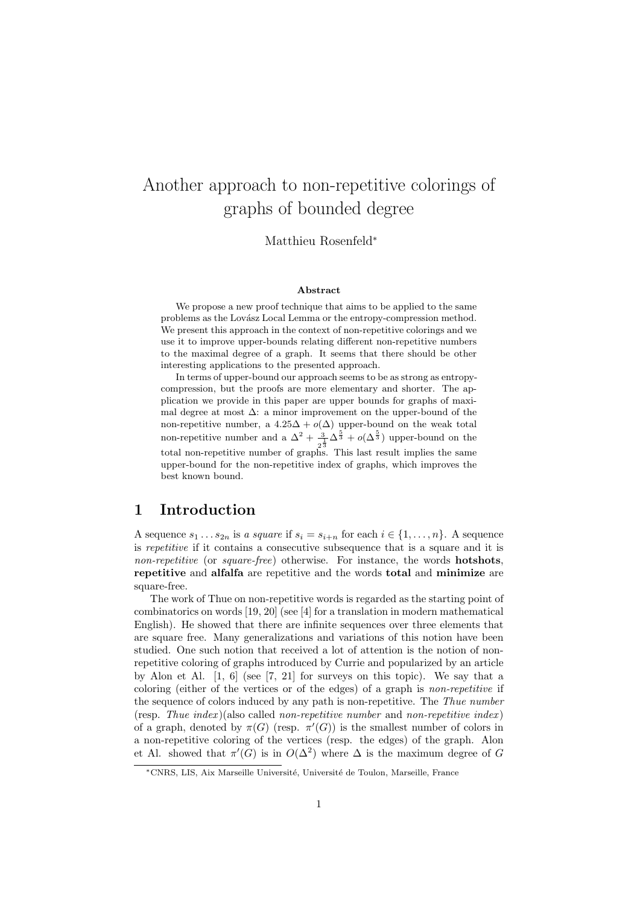# Another approach to non-repetitive colorings of graphs of bounded degree

Matthieu Rosenfeld*

### Abstract

We propose a new proof technique that aims to be applied to the same problems as the Lovász Local Lemma or the entropy-compression method. We present this approach in the context of non-repetitive colorings and we use it to improve upper-bounds relating different non-repetitive numbers to the maximal degree of a graph. It seems that there should be other interesting applications to the presented approach.

In terms of upper-bound our approach seems to be as strong as entropy-compression, but the proofs are more elementary and shorter. The application we provide in this paper are upper bounds for graphs of maximal degree at most $\Delta$: a minor improvement on the upper-bound of the non-repetitive number, a $4.25\Delta + o(\Delta)$ upper-bound on the weak total non-repetitive number and a $\Delta^2 + \frac{3}{2^{\frac{1}{3}}}\Delta^{\frac{5}{3}} + o(\Delta^{\frac{5}{3}})$ upper-bound on the total non-repetitive number of graphs. This last result implies the same upper-bound for the non-repetitive index of graphs, which improves the best known bound.

## 1 Introduction

A sequence $s_1 \dots s_{2n}$ is *a square* if $s_i = s_{i+n}$ for each $i \in \{1, \dots, n\}$. A sequence is *repetitive* if it contains a consecutive subsequence that is a square and it is *non-repetitive* (or *square-free*) otherwise. For instance, the words **hotshots**, **repetitive** and **alfalfa** are repetitive and the words **total** and **minimize** are square-free.

The work of Thue on non-repetitive words is regarded as the starting point of combinatorics on words [19, 20] (see [4] for a translation in modern mathematical English). He showed that there are infinite sequences over three elements that are square free. Many generalizations and variations of this notion have been studied. One such notion that received a lot of attention is the notion of non-repetitive coloring of graphs introduced by Currie and popularized by an article by Alon et Al. [1, 6] (see [7, 21] for surveys on this topic). We say that a coloring (either of the vertices or of the edges) of a graph is *non-repetitive* if the sequence of colors induced by any path is non-repetitive. The *Thue number* (resp. *Thue index*)(also called *non-repetitive number* and *non-repetitive index*) of a graph, denoted by $\pi(G)$ (resp. $\pi'(G)$) is the smallest number of colors in a non-repetitive coloring of the vertices (resp. the edges) of the graph. Alon et Al. showed that $\pi'(G)$ is in $O(\Delta^2)$ where $\Delta$ is the maximum degree of $G$

*CNRS, LIS, Aix Marseille Université, Université de Toulon, Marseille, France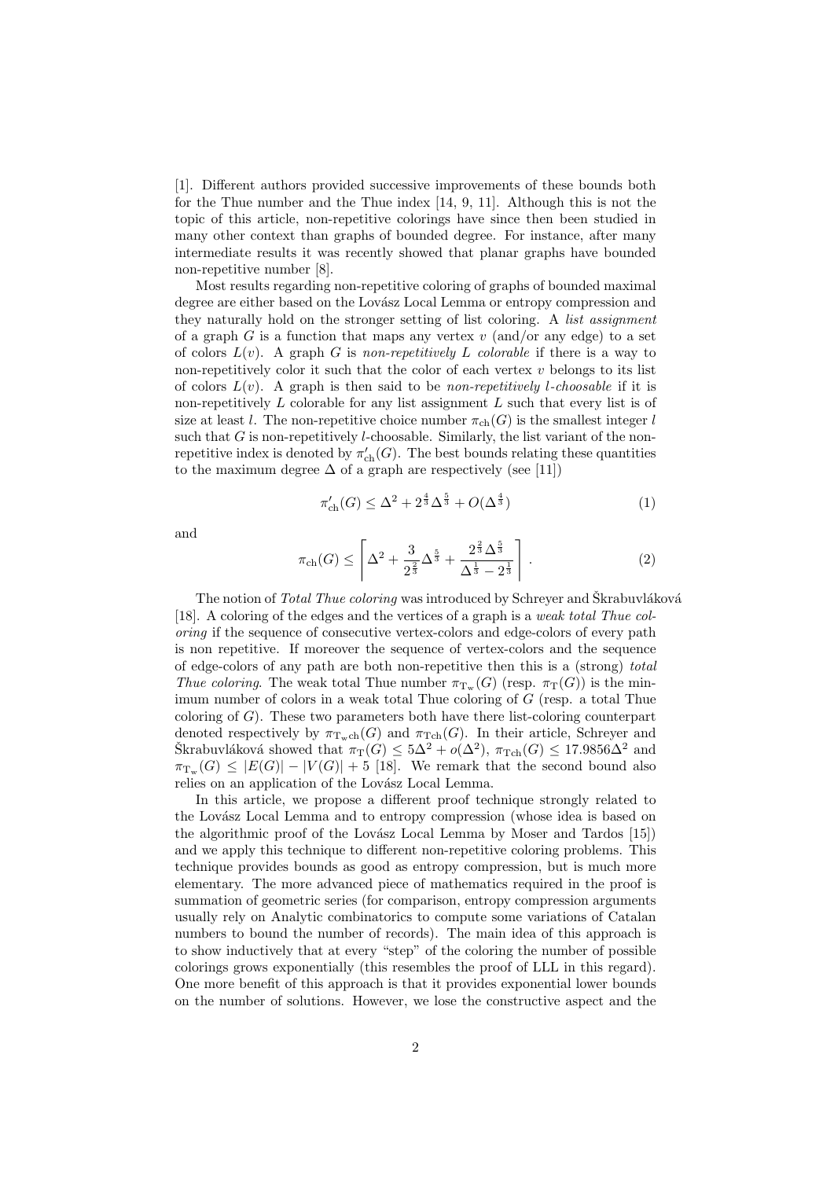[1]. Different authors provided successive improvements of these bounds both for the Thue number and the Thue index [14, 9, 11]. Although this is not the topic of this article, non-repetitive colorings have since then been studied in many other context than graphs of bounded degree. For instance, after many intermediate results it was recently showed that planar graphs have bounded non-repetitive number [8].

Most results regarding non-repetitive coloring of graphs of bounded maximal degree are either based on the Lovász Local Lemma or entropy compression and they naturally hold on the stronger setting of list coloring. A *list assignment* of a graph $G$ is a function that maps any vertex $v$ (and/or any edge) to a set of colors $L(v)$. A graph $G$ is *non-repetitively $L$ colorable* if there is a way to non-repetitively color it such that the color of each vertex $v$ belongs to its list of colors $L(v)$. A graph is then said to be *non-repetitively $l$-choosable* if it is non-repetitively $L$ colorable for any list assignment $L$ such that every list is of size at least $l$. The non-repetitive choice number $\pi_{\mathrm{ch}}(G)$ is the smallest integer $l$ such that $G$ is non-repetitively $l$-choosable. Similarly, the list variant of the non-repetitive index is denoted by $\pi'_{\mathrm{ch}}(G)$. The best bounds relating these quantities to the maximum degree $\Delta$ of a graph are respectively (see [11])

$$\pi'_{\mathrm{ch}}(G) \leq \Delta^2 + 2^{\frac{4}{3}}\Delta^{\frac{5}{3}} + O(\Delta^{\frac{4}{3}}) \tag{1}$$

and

$$\pi_{\mathrm{ch}}(G) \leq \left\lceil \Delta^2 + \frac{3}{2^{\frac{2}{3}}}\Delta^{\frac{5}{3}} + \frac{2^{\frac{2}{3}}\Delta^{\frac{5}{3}}}{\Delta^{\frac{1}{3}} - 2^{\frac{1}{3}}} \right\rceil . \tag{2}$$

The notion of *Total Thue coloring* was introduced by Schreyer and Škrabuvláková [18]. A coloring of the edges and the vertices of a graph is a *weak total Thue coloring* if the sequence of consecutive vertex-colors and edge-colors of every path is non repetitive. If moreover the sequence of vertex-colors and the sequence of edge-colors of any path are both non-repetitive then this is a (strong) *total Thue coloring*. The weak total Thue number $\pi_{\mathrm{T_w}}(G)$ (resp. $\pi_{\mathrm{T}}(G)$) is the minimum number of colors in a weak total Thue coloring of $G$ (resp. a total Thue coloring of $G$). These two parameters both have there list-coloring counterpart denoted respectively by $\pi_{\mathrm{T_w ch}}(G)$ and $\pi_{\mathrm{Tch}}(G)$. In their article, Schreyer and Škrabuvláková showed that $\pi_{\mathrm{T}}(G) \leq 5\Delta^2 + o(\Delta^2)$, $\pi_{\mathrm{Tch}}(G) \leq 17.9856\Delta^2$ and $\pi_{\mathrm{T_w}}(G) \leq |E(G)| - |V(G)| + 5$ [18]. We remark that the second bound also relies on an application of the Lovász Local Lemma.

In this article, we propose a different proof technique strongly related to the Lovász Local Lemma and to entropy compression (whose idea is based on the algorithmic proof of the Lovász Local Lemma by Moser and Tardos [15]) and we apply this technique to different non-repetitive coloring problems. This technique provides bounds as good as entropy compression, but is much more elementary. The more advanced piece of mathematics required in the proof is summation of geometric series (for comparison, entropy compression arguments usually rely on Analytic combinatorics to compute some variations of Catalan numbers to bound the number of records). The main idea of this approach is to show inductively that at every "step" of the coloring the number of possible colorings grows exponentially (this resembles the proof of LLL in this regard). One more benefit of this approach is that it provides exponential lower bounds on the number of solutions. However, we lose the constructive aspect and the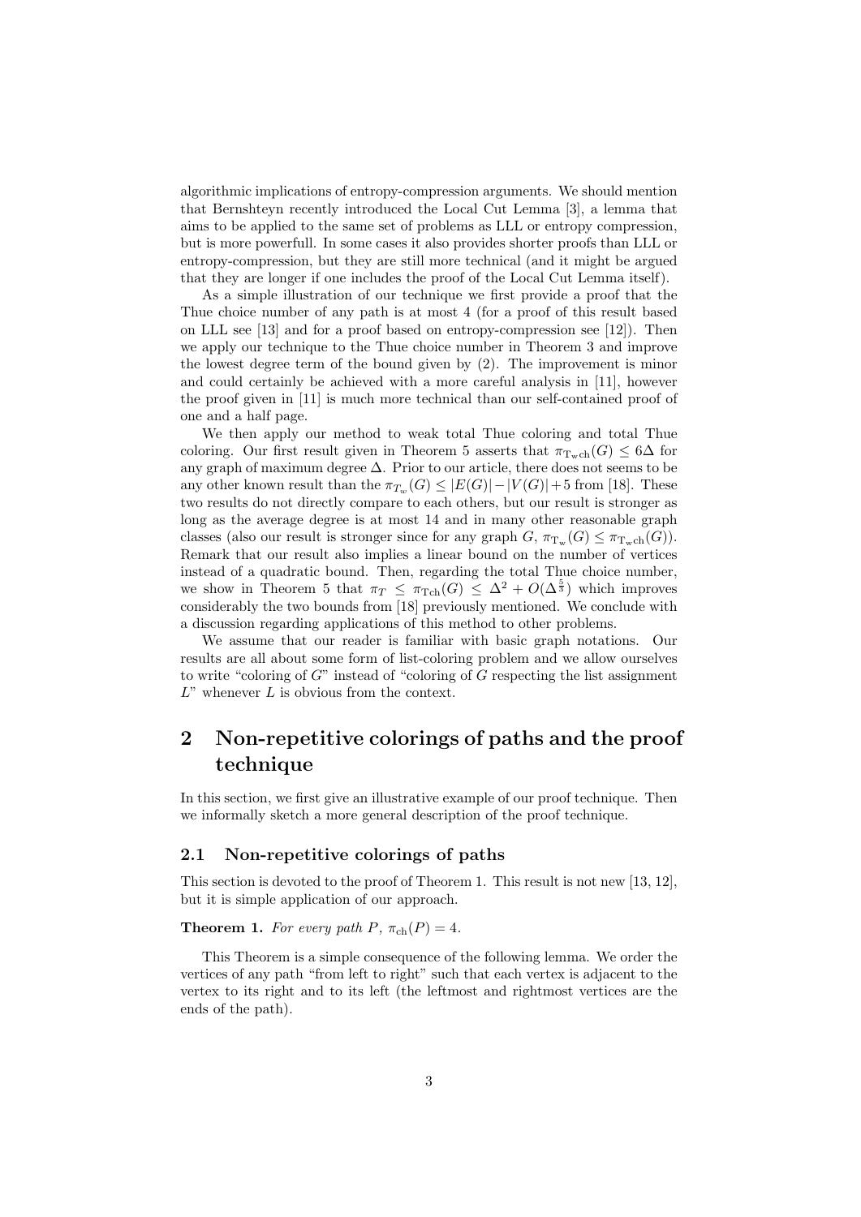algorithmic implications of entropy-compression arguments. We should mention that Bernshteyn recently introduced the Local Cut Lemma [3], a lemma that aims to be applied to the same set of problems as LLL or entropy compression, but is more powerfull. In some cases it also provides shorter proofs than LLL or entropy-compression, but they are still more technical (and it might be argued that they are longer if one includes the proof of the Local Cut Lemma itself).

As a simple illustration of our technique we first provide a proof that the Thue choice number of any path is at most 4 (for a proof of this result based on LLL see [13] and for a proof based on entropy-compression see [12]). Then we apply our technique to the Thue choice number in Theorem 3 and improve the lowest degree term of the bound given by (2). The improvement is minor and could certainly be achieved with a more careful analysis in [11], however the proof given in [11] is much more technical than our self-contained proof of one and a half page.

We then apply our method to weak total Thue coloring and total Thue coloring. Our first result given in Theorem 5 asserts that $\pi_{\mathrm{T_w ch}}(G) \leq 6\Delta$ for any graph of maximum degree $\Delta$. Prior to our article, there does not seems to be any other known result than the $\pi_{T_w}(G) \leq |E(G)|-|V(G)|+5$ from [18]. These two results do not directly compare to each others, but our result is stronger as long as the average degree is at most 14 and in many other reasonable graph classes (also our result is stronger since for any graph $G$, $\pi_{\mathrm{T_w}}(G) \leq \pi_{\mathrm{T_w ch}}(G)$). Remark that our result also implies a linear bound on the number of vertices instead of a quadratic bound. Then, regarding the total Thue choice number, we show in Theorem 5 that $\pi_T \leq \pi_{\mathrm{Tch}}(G) \leq \Delta^2 + O(\Delta^{\frac{5}{3}})$ which improves considerably the two bounds from [18] previously mentioned. We conclude with a discussion regarding applications of this method to other problems.

We assume that our reader is familiar with basic graph notations. Our results are all about some form of list-coloring problem and we allow ourselves to write "coloring of $G$" instead of "coloring of $G$ respecting the list assignment $L$" whenever $L$ is obvious from the context.

## 2 Non-repetitive colorings of paths and the proof technique

In this section, we first give an illustrative example of our proof technique. Then we informally sketch a more general description of the proof technique.

### 2.1 Non-repetitive colorings of paths

This section is devoted to the proof of Theorem 1. This result is not new [13, 12], but it is simple application of our approach.

**Theorem 1.** *For every path $P$, $\pi_{\mathrm{ch}}(P) = 4$.*

This Theorem is a simple consequence of the following lemma. We order the vertices of any path "from left to right" such that each vertex is adjacent to the vertex to its right and to its left (the leftmost and rightmost vertices are the ends of the path).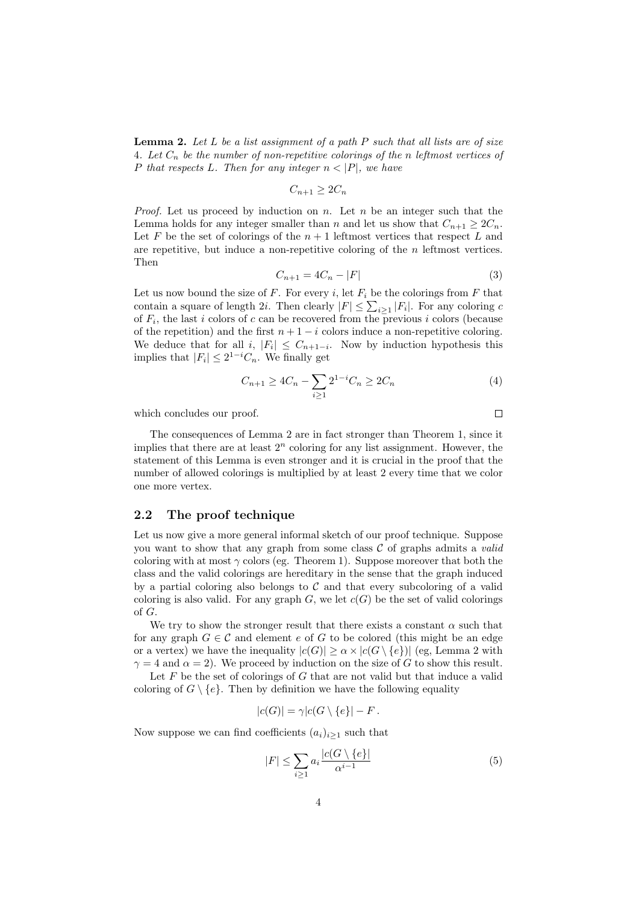**Lemma 2.** *Let $L$ be a list assignment of a path $P$ such that all lists are of size 4. Let $C_n$ be the number of non-repetitive colorings of the $n$ leftmost vertices of $P$ that respects $L$. Then for any integer $n < |P|$, we have*

$$C_{n+1} \geq 2C_n$$

*Proof.* Let us proceed by induction on $n$. Let $n$ be an integer such that the Lemma holds for any integer smaller than $n$ and let us show that $C_{n+1} \geq 2C_n$. Let $F$ be the set of colorings of the $n+1$ leftmost vertices that respect $L$ and are repetitive, but induce a non-repetitive coloring of the $n$ leftmost vertices. Then

$$C_{n+1} = 4C_n - |F| \tag{3}$$

Let us now bound the size of $F$. For every $i$, let $F_i$ be the colorings from $F$ that contain a square of length $2i$. Then clearly $|F| \leq \sum_{i \geq 1} |F_i|$. For any coloring $c$ of $F_i$, the last $i$ colors of $c$ can be recovered from the previous $i$ colors (because of the repetition) and the first $n+1-i$ colors induce a non-repetitive coloring. We deduce that for all $i$, $|F_i| \leq C_{n+1-i}$. Now by induction hypothesis this implies that $|F_i| \leq 2^{1-i}C_n$. We finally get

$$C_{n+1} \geq 4C_n - \sum_{i \geq 1} 2^{1-i}C_n \geq 2C_n \tag{4}$$

which concludes our proof. $\square$

The consequences of Lemma 2 are in fact stronger than Theorem 1, since it implies that there are at least $2^n$ coloring for any list assignment. However, the statement of this Lemma is even stronger and it is crucial in the proof that the number of allowed colorings is multiplied by at least 2 every time that we color one more vertex.

## 2.2 The proof technique

Let us now give a more general informal sketch of our proof technique. Suppose you want to show that any graph from some class $\mathcal{C}$ of graphs admits a *valid* coloring with at most $\gamma$ colors (eg. Theorem 1). Suppose moreover that both the class and the valid colorings are hereditary in the sense that the graph induced by a partial coloring also belongs to $\mathcal{C}$ and that every subcoloring of a valid coloring is also valid. For any graph $G$, we let $c(G)$ be the set of valid colorings of $G$.

We try to show the stronger result that there exists a constant $\alpha$ such that for any graph $G \in \mathcal{C}$ and element $e$ of $G$ to be colored (this might be an edge or a vertex) we have the inequality $|c(G)| \geq \alpha \times |c(G \setminus \{e\})|$ (eg, Lemma 2 with $\gamma = 4$ and $\alpha = 2$). We proceed by induction on the size of $G$ to show this result.

Let $F$ be the set of colorings of $G$ that are not valid but that induce a valid coloring of $G \setminus \{e\}$. Then by definition we have the following equality

$$|c(G)| = \gamma |c(G \setminus \{e\}| - F\,.$$

Now suppose we can find coefficients $(a_i)_{i \geq 1}$ such that

$$|F| \leq \sum_{i \geq 1} a_i \frac{|c(G \setminus \{e\}|}{\alpha^{i-1}} \tag{5}$$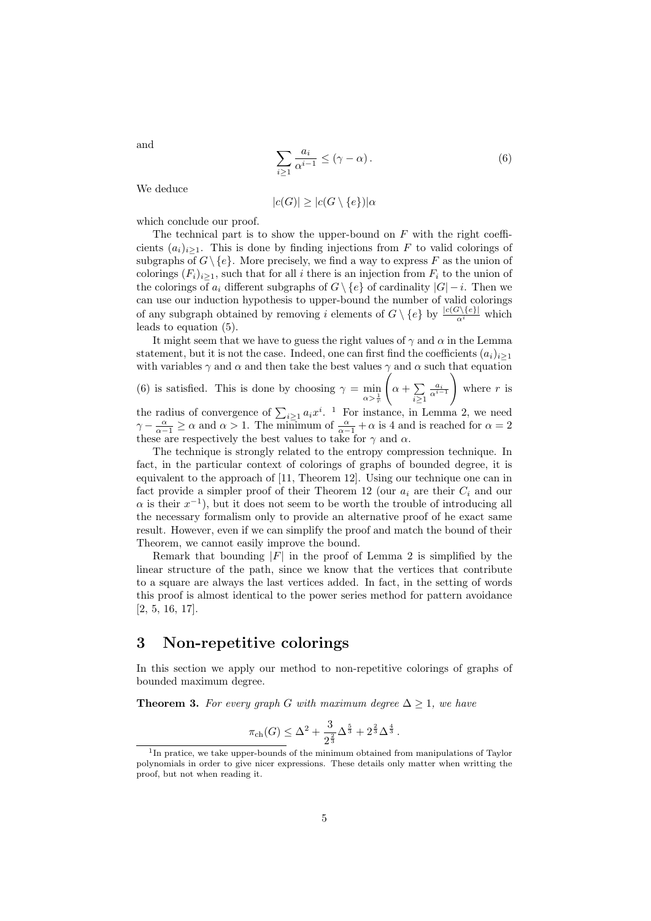and

$$\sum_{i\geq 1} \frac{a_i}{\alpha^{i-1}} \leq (\gamma - \alpha)\,. \tag{6}$$

We deduce

$$|c(G)| \geq |c(G \setminus \{e\})|\alpha$$

which conclude our proof.

The technical part is to show the upper-bound on $F$ with the right coefficients $(a_i)_{i\geq 1}$. This is done by finding injections from $F$ to valid colorings of subgraphs of $G \setminus \{e\}$. More precisely, we find a way to express $F$ as the union of colorings $(F_i)_{i\geq 1}$, such that for all $i$ there is an injection from $F_i$ to the union of the colorings of $a_i$ different subgraphs of $G \setminus \{e\}$ of cardinality $|G| - i$. Then we can use our induction hypothesis to upper-bound the number of valid colorings of any subgraph obtained by removing $i$ elements of $G \setminus \{e\}$ by $\frac{|c(G\setminus\{e\})|}{\alpha^i}$ which leads to equation (5).

It might seem that we have to guess the right values of $\gamma$ and $\alpha$ in the Lemma statement, but it is not the case. Indeed, one can first find the coefficients $(a_i)_{i\geq 1}$ with variables $\gamma$ and $\alpha$ and then take the best values $\gamma$ and $\alpha$ such that equation (6) is satisfied. This is done by choosing $\gamma = \min\limits_{\alpha > \frac{1}{r}} \left( \alpha + \sum\limits_{i\geq 1} \frac{a_i}{\alpha^{i-1}} \right)$ where $r$ is the radius of convergence of $\sum_{i\geq 1} a_i x^i$. [1] For instance, in Lemma 2, we need $\gamma - \frac{\alpha}{\alpha - 1} \geq \alpha$ and $\alpha > 1$. The minimum of $\frac{\alpha}{\alpha-1} + \alpha$ is 4 and is reached for $\alpha = 2$ these are respectively the best values to take for $\gamma$ and $\alpha$.

The technique is strongly related to the entropy compression technique. In fact, in the particular context of colorings of graphs of bounded degree, it is equivalent to the approach of [11, Theorem 12]. Using our technique one can in fact provide a simpler proof of their Theorem 12 (our $a_i$ are their $C_i$ and our $\alpha$ is their $x^{-1}$), but it does not seem to be worth the trouble of introducing all the necessary formalism only to provide an alternative proof of he exact same result. However, even if we can simplify the proof and match the bound of their Theorem, we cannot easily improve the bound.

Remark that bounding $|F|$ in the proof of Lemma 2 is simplified by the linear structure of the path, since we know that the vertices that contribute to a square are always the last vertices added. In fact, in the setting of words this proof is almost identical to the power series method for pattern avoidance [2, 5, 16, 17].

## 3 Non-repetitive colorings

In this section we apply our method to non-repetitive colorings of graphs of bounded maximum degree.

**Theorem 3.** *For every graph $G$ with maximum degree $\Delta \geq 1$, we have*

$$\pi_{\text{ch}}(G) \leq \Delta^2 + \frac{3}{2^{\frac{2}{3}}}\Delta^{\frac{5}{3}} + 2^{\frac{2}{3}}\Delta^{\frac{4}{3}}\,.$$

[1] In pratice, we take upper-bounds of the minimum obtained from manipulations of Taylor polynomials in order to give nicer expressions. These details only matter when writting the proof, but not when reading it.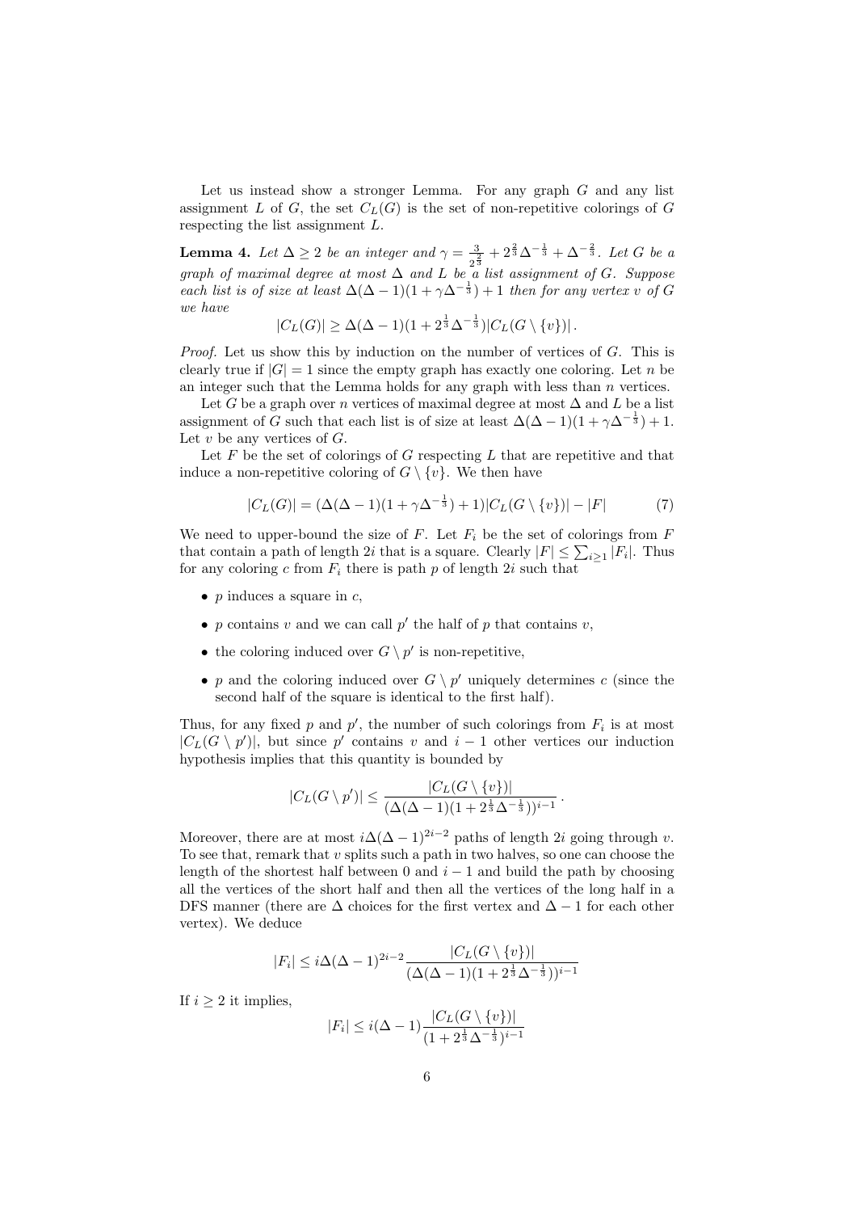Let us instead show a stronger Lemma. For any graph $G$ and any list assignment $L$ of $G$, the set $C_L(G)$ is the set of non-repetitive colorings of $G$ respecting the list assignment $L$.

**Lemma 4.** *Let $\Delta \geq 2$ be an integer and $\gamma = \frac{3}{2^{\frac{2}{3}}} + 2^{\frac{2}{3}}\Delta^{-\frac{1}{3}} + \Delta^{-\frac{2}{3}}$. Let $G$ be a graph of maximal degree at most $\Delta$ and $L$ be a list assignment of $G$. Suppose each list is of size at least $\Delta(\Delta-1)(1+\gamma\Delta^{-\frac{1}{3}})+1$ then for any vertex $v$ of $G$ we have*

$$|C_L(G)| \geq \Delta(\Delta-1)(1+2^{\frac{1}{3}}\Delta^{-\frac{1}{3}})|C_L(G\setminus\{v\})|\,.$$

*Proof.* Let us show this by induction on the number of vertices of $G$. This is clearly true if $|G|=1$ since the empty graph has exactly one coloring. Let $n$ be an integer such that the Lemma holds for any graph with less than $n$ vertices.

Let $G$ be a graph over $n$ vertices of maximal degree at most $\Delta$ and $L$ be a list assignment of $G$ such that each list is of size at least $\Delta(\Delta-1)(1+\gamma\Delta^{-\frac{1}{3}})+1$. Let $v$ be any vertices of $G$.

Let $F$ be the set of colorings of $G$ respecting $L$ that are repetitive and that induce a non-repetitive coloring of $G\setminus\{v\}$. We then have

$$|C_L(G)| = (\Delta(\Delta-1)(1+\gamma\Delta^{-\frac{1}{3}})+1)|C_L(G\setminus\{v\})| - |F| \tag{7}$$

We need to upper-bound the size of $F$. Let $F_i$ be the set of colorings from $F$ that contain a path of length $2i$ that is a square. Clearly $|F| \leq \sum_{i\geq 1}|F_i|$. Thus for any coloring $c$ from $F_i$ there is path $p$ of length $2i$ such that

- $p$ induces a square in $c$,
- $p$ contains $v$ and we can call $p'$ the half of $p$ that contains $v$,
- the coloring induced over $G\setminus p'$ is non-repetitive,
- $p$ and the coloring induced over $G\setminus p'$ uniquely determines $c$ (since the second half of the square is identical to the first half).

Thus, for any fixed $p$ and $p'$, the number of such colorings from $F_i$ is at most $|C_L(G\setminus p')|$, but since $p'$ contains $v$ and $i-1$ other vertices our induction hypothesis implies that this quantity is bounded by

$$|C_L(G\setminus p')| \leq \frac{|C_L(G\setminus\{v\})|}{(\Delta(\Delta-1)(1+2^{\frac{1}{3}}\Delta^{-\frac{1}{3}}))^{i-1}}\,.$$

Moreover, there are at most $i\Delta(\Delta-1)^{2i-2}$ paths of length $2i$ going through $v$. To see that, remark that $v$ splits such a path in two halves, so one can choose the length of the shortest half between 0 and $i-1$ and build the path by choosing all the vertices of the short half and then all the vertices of the long half in a DFS manner (there are $\Delta$ choices for the first vertex and $\Delta-1$ for each other vertex). We deduce

$$|F_i| \leq i\Delta(\Delta-1)^{2i-2}\frac{|C_L(G\setminus\{v\})|}{(\Delta(\Delta-1)(1+2^{\frac{1}{3}}\Delta^{-\frac{1}{3}}))^{i-1}}$$

If $i\geq 2$ it implies,

$$|F_i| \leq i(\Delta-1)\frac{|C_L(G\setminus\{v\})|}{(1+2^{\frac{1}{3}}\Delta^{-\frac{1}{3}})^{i-1}}$$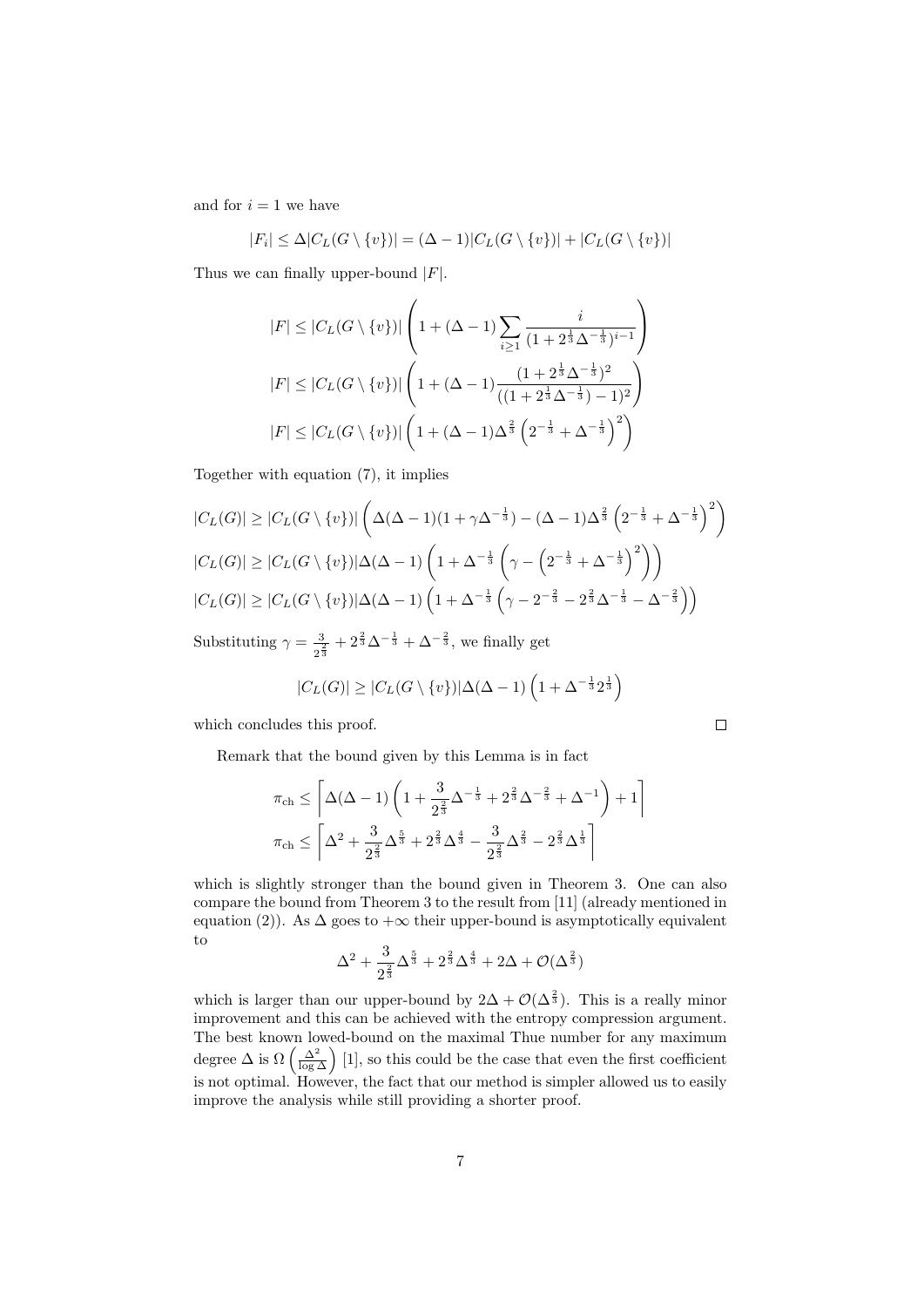and for $i = 1$ we have

$$|F_i| \leq \Delta |C_L(G \setminus \{v\})| = (\Delta - 1)|C_L(G \setminus \{v\})| + |C_L(G \setminus \{v\})|$$

Thus we can finally upper-bound $|F|$.

$$|F| \leq |C_L(G \setminus \{v\})| \left( 1 + (\Delta - 1) \sum_{i \geq 1} \frac{i}{(1 + 2^{\frac{1}{3}} \Delta^{-\frac{1}{3}})^{i-1}} \right)$$

$$|F| \leq |C_L(G \setminus \{v\})| \left( 1 + (\Delta - 1) \frac{(1 + 2^{\frac{1}{3}} \Delta^{-\frac{1}{3}})^2}{((1 + 2^{\frac{1}{3}} \Delta^{-\frac{1}{3}}) - 1)^2} \right)$$

$$|F| \leq |C_L(G \setminus \{v\})| \left( 1 + (\Delta - 1) \Delta^{\frac{2}{3}} \left( 2^{-\frac{1}{3}} + \Delta^{-\frac{1}{3}} \right)^2 \right)$$

Together with equation (7), it implies

$$|C_L(G)| \geq |C_L(G \setminus \{v\})| \left( \Delta(\Delta - 1)(1 + \gamma \Delta^{-\frac{1}{3}}) - (\Delta - 1) \Delta^{\frac{2}{3}} \left( 2^{-\frac{1}{3}} + \Delta^{-\frac{1}{3}} \right)^2 \right)$$

$$|C_L(G)| \geq |C_L(G \setminus \{v\})| \Delta(\Delta - 1) \left( 1 + \Delta^{-\frac{1}{3}} \left( \gamma - \left( 2^{-\frac{1}{3}} + \Delta^{-\frac{1}{3}} \right)^2 \right) \right)$$

$$|C_L(G)| \geq |C_L(G \setminus \{v\})| \Delta(\Delta - 1) \left( 1 + \Delta^{-\frac{1}{3}} \left( \gamma - 2^{-\frac{2}{3}} - 2^{\frac{2}{3}} \Delta^{-\frac{1}{3}} - \Delta^{-\frac{2}{3}} \right) \right)$$

Substituting $\gamma = \frac{3}{2^{\frac{2}{3}}} + 2^{\frac{2}{3}} \Delta^{-\frac{1}{3}} + \Delta^{-\frac{2}{3}}$, we finally get

$$|C_L(G)| \geq |C_L(G \setminus \{v\})| \Delta(\Delta - 1) \left( 1 + \Delta^{-\frac{1}{3}} 2^{\frac{1}{3}} \right)$$

which concludes this proof. □

Remark that the bound given by this Lemma is in fact

$$\pi_{\text{ch}} \leq \left\lceil \Delta(\Delta - 1) \left( 1 + \frac{3}{2^{\frac{2}{3}}} \Delta^{-\frac{1}{3}} + 2^{\frac{2}{3}} \Delta^{-\frac{2}{3}} + \Delta^{-1} \right) + 1 \right\rceil$$

$$\pi_{\text{ch}} \leq \left\lceil \Delta^2 + \frac{3}{2^{\frac{2}{3}}} \Delta^{\frac{5}{3}} + 2^{\frac{2}{3}} \Delta^{\frac{4}{3}} - \frac{3}{2^{\frac{2}{3}}} \Delta^{\frac{2}{3}} - 2^{\frac{2}{3}} \Delta^{\frac{1}{3}} \right\rceil$$

which is slightly stronger than the bound given in Theorem 3. One can also compare the bound from Theorem 3 to the result from [11] (already mentioned in equation (2)). As $\Delta$ goes to $+\infty$ their upper-bound is asymptotically equivalent to

$$\Delta^2 + \frac{3}{2^{\frac{2}{3}}} \Delta^{\frac{5}{3}} + 2^{\frac{2}{3}} \Delta^{\frac{4}{3}} + 2\Delta + \mathcal{O}(\Delta^{\frac{2}{3}})$$

which is larger than our upper-bound by $2\Delta + \mathcal{O}(\Delta^{\frac{2}{3}})$. This is a really minor improvement and this can be achieved with the entropy compression argument. The best known lowed-bound on the maximal Thue number for any maximum degree $\Delta$ is $\Omega\left(\frac{\Delta^2}{\log \Delta}\right)$ [1], so this could be the case that even the first coefficient is not optimal. However, the fact that our method is simpler allowed us to easily improve the analysis while still providing a shorter proof.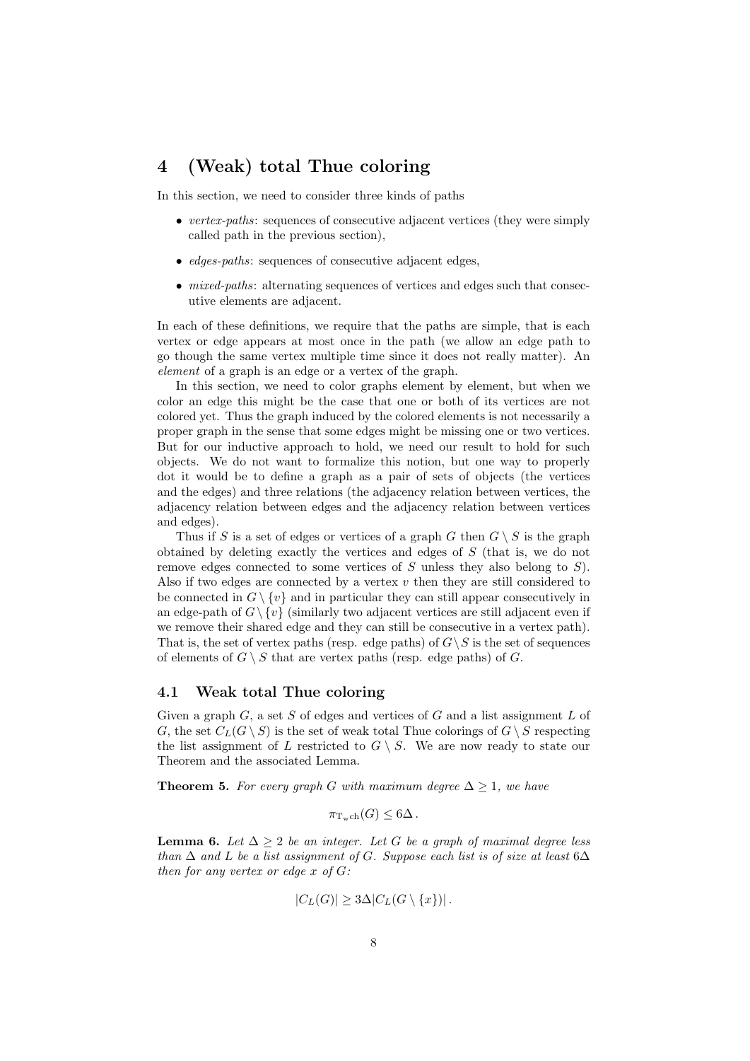## 4 (Weak) total Thue coloring

In this section, we need to consider three kinds of paths

- *vertex-paths*: sequences of consecutive adjacent vertices (they were simply called path in the previous section),
- *edges-paths*: sequences of consecutive adjacent edges,
- *mixed-paths*: alternating sequences of vertices and edges such that consecutive elements are adjacent.

In each of these definitions, we require that the paths are simple, that is each vertex or edge appears at most once in the path (we allow an edge path to go though the same vertex multiple time since it does not really matter). An *element* of a graph is an edge or a vertex of the graph.

In this section, we need to color graphs element by element, but when we color an edge this might be the case that one or both of its vertices are not colored yet. Thus the graph induced by the colored elements is not necessarily a proper graph in the sense that some edges might be missing one or two vertices. But for our inductive approach to hold, we need our result to hold for such objects. We do not want to formalize this notion, but one way to properly dot it would be to define a graph as a pair of sets of objects (the vertices and the edges) and three relations (the adjacency relation between vertices, the adjacency relation between edges and the adjacency relation between vertices and edges).

Thus if $S$ is a set of edges or vertices of a graph $G$ then $G \setminus S$ is the graph obtained by deleting exactly the vertices and edges of $S$ (that is, we do not remove edges connected to some vertices of $S$ unless they also belong to $S$). Also if two edges are connected by a vertex $v$ then they are still considered to be connected in $G \setminus \{v\}$ and in particular they can still appear consecutively in an edge-path of $G \setminus \{v\}$ (similarly two adjacent vertices are still adjacent even if we remove their shared edge and they can still be consecutive in a vertex path). That is, the set of vertex paths (resp. edge paths) of $G \setminus S$ is the set of sequences of elements of $G \setminus S$ that are vertex paths (resp. edge paths) of $G$.

### 4.1 Weak total Thue coloring

Given a graph $G$, a set $S$ of edges and vertices of $G$ and a list assignment $L$ of $G$, the set $C_L(G \setminus S)$ is the set of weak total Thue colorings of $G \setminus S$ respecting the list assignment of $L$ restricted to $G \setminus S$. We are now ready to state our Theorem and the associated Lemma.

**Theorem 5.** *For every graph $G$ with maximum degree $\Delta \geq 1$, we have*

$$\pi_{\mathrm{T_w ch}}(G) \leq 6\Delta\,.$$

**Lemma 6.** *Let $\Delta \geq 2$ be an integer. Let $G$ be a graph of maximal degree less than $\Delta$ and $L$ be a list assignment of $G$. Suppose each list is of size at least $6\Delta$ then for any vertex or edge $x$ of $G$:*

$$|C_L(G)| \geq 3\Delta |C_L(G \setminus \{x\})|\,.$$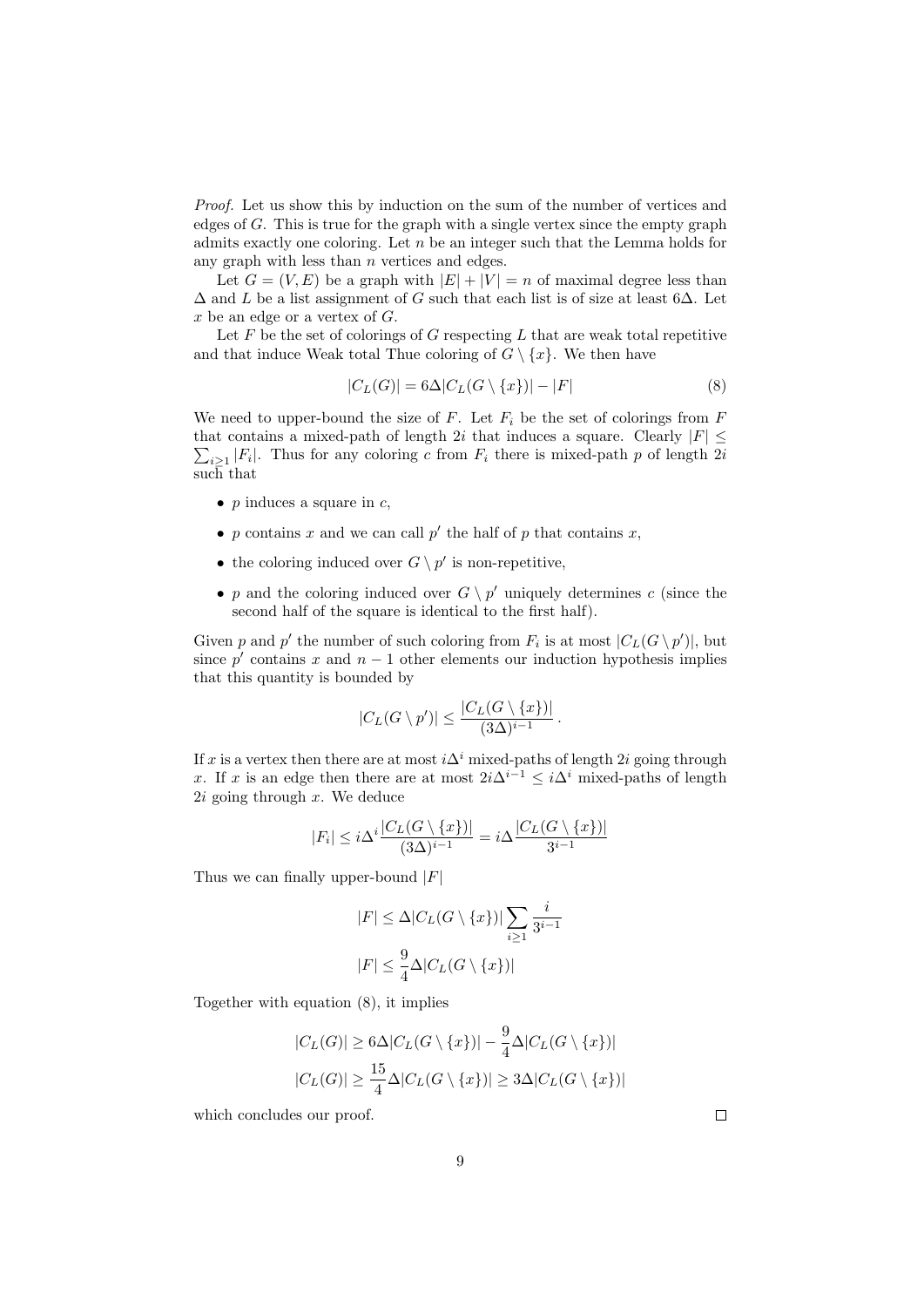*Proof.* Let us show this by induction on the sum of the number of vertices and edges of $G$. This is true for the graph with a single vertex since the empty graph admits exactly one coloring. Let $n$ be an integer such that the Lemma holds for any graph with less than $n$ vertices and edges.

Let $G = (V, E)$ be a graph with $|E| + |V| = n$ of maximal degree less than $\Delta$ and $L$ be a list assignment of $G$ such that each list is of size at least $6\Delta$. Let $x$ be an edge or a vertex of $G$.

Let $F$ be the set of colorings of $G$ respecting $L$ that are weak total repetitive and that induce Weak total Thue coloring of $G \setminus \{x\}$. We then have

$$|C_L(G)| = 6\Delta|C_L(G \setminus \{x\})| - |F| \tag{8}$$

We need to upper-bound the size of $F$. Let $F_i$ be the set of colorings from $F$ that contains a mixed-path of length $2i$ that induces a square. Clearly $|F| \leq \sum_{i\geq 1} |F_i|$. Thus for any coloring $c$ from $F_i$ there is mixed-path $p$ of length $2i$ such that

- $p$ induces a square in $c$,
- $p$ contains $x$ and we can call $p'$ the half of $p$ that contains $x$,
- the coloring induced over $G \setminus p'$ is non-repetitive,
- $p$ and the coloring induced over $G \setminus p'$ uniquely determines $c$ (since the second half of the square is identical to the first half).

Given $p$ and $p'$ the number of such coloring from $F_i$ is at most $|C_L(G \setminus p')|$, but since $p'$ contains $x$ and $n - 1$ other elements our induction hypothesis implies that this quantity is bounded by

$$|C_L(G \setminus p')| \leq \frac{|C_L(G \setminus \{x\})|}{(3\Delta)^{i-1}}.$$

If $x$ is a vertex then there are at most $i\Delta^i$ mixed-paths of length $2i$ going through $x$. If $x$ is an edge then there are at most $2i\Delta^{i-1} \leq i\Delta^i$ mixed-paths of length $2i$ going through $x$. We deduce

$$|F_i| \leq i\Delta^i \frac{|C_L(G \setminus \{x\})|}{(3\Delta)^{i-1}} = i\Delta \frac{|C_L(G \setminus \{x\})|}{3^{i-1}}$$

Thus we can finally upper-bound $|F|$

$$|F| \leq \Delta|C_L(G \setminus \{x\})| \sum_{i\geq 1} \frac{i}{3^{i-1}}$$

$$|F| \leq \frac{9}{4}\Delta|C_L(G \setminus \{x\})|$$

Together with equation (8), it implies

$$|C_L(G)| \geq 6\Delta|C_L(G \setminus \{x\})| - \frac{9}{4}\Delta|C_L(G \setminus \{x\})|$$

$$|C_L(G)| \geq \frac{15}{4}\Delta|C_L(G \setminus \{x\})| \geq 3\Delta|C_L(G \setminus \{x\})|$$

which concludes our proof. $\square$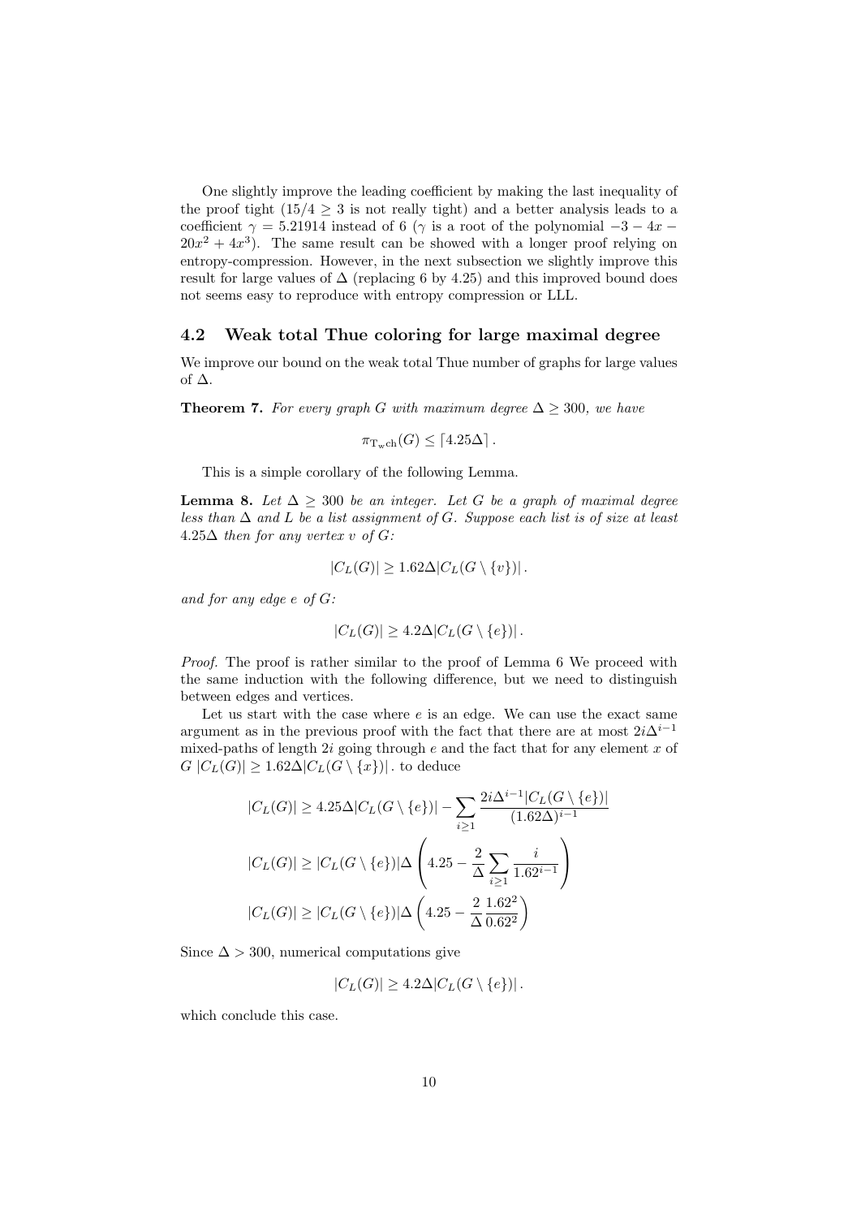One slightly improve the leading coefficient by making the last inequality of the proof tight ($15/4 \geq 3$ is not really tight) and a better analysis leads to a coefficient $\gamma = 5.21914$ instead of 6 ($\gamma$ is a root of the polynomial $-3 - 4x - 20x^2 + 4x^3$). The same result can be showed with a longer proof relying on entropy-compression. However, in the next subsection we slightly improve this result for large values of $\Delta$ (replacing 6 by 4.25) and this improved bound does not seems easy to reproduce with entropy compression or LLL.

## 4.2 Weak total Thue coloring for large maximal degree

We improve our bound on the weak total Thue number of graphs for large values of $\Delta$.

**Theorem 7.** *For every graph $G$ with maximum degree $\Delta \geq 300$, we have*

$$\pi_{\mathrm{T_wch}}(G) \leq \lceil 4.25\Delta \rceil .$$

This is a simple corollary of the following Lemma.

**Lemma 8.** *Let $\Delta \geq 300$ be an integer. Let $G$ be a graph of maximal degree less than $\Delta$ and $L$ be a list assignment of $G$. Suppose each list is of size at least $4.25\Delta$ then for any vertex $v$ of $G$:*

$$|C_L(G)| \geq 1.62\Delta |C_L(G \setminus \{v\})| .$$

*and for any edge $e$ of $G$:*

$$|C_L(G)| \geq 4.2\Delta |C_L(G \setminus \{e\})| .$$

*Proof.* The proof is rather similar to the proof of Lemma 6 We proceed with the same induction with the following difference, but we need to distinguish between edges and vertices.

Let us start with the case where $e$ is an edge. We can use the exact same argument as in the previous proof with the fact that there are at most $2i\Delta^{i-1}$ mixed-paths of length $2i$ going through $e$ and the fact that for any element $x$ of $G$ $|C_L(G)| \geq 1.62\Delta |C_L(G \setminus \{x\})|$ . to deduce

$$|C_L(G)| \geq 4.25\Delta |C_L(G \setminus \{e\})| - \sum_{i \geq 1} \frac{2i\Delta^{i-1} |C_L(G \setminus \{e\})|}{(1.62\Delta)^{i-1}}$$

$$|C_L(G)| \geq |C_L(G \setminus \{e\})| \Delta \left( 4.25 - \frac{2}{\Delta} \sum_{i \geq 1} \frac{i}{1.62^{i-1}} \right)$$

$$|C_L(G)| \geq |C_L(G \setminus \{e\})| \Delta \left( 4.25 - \frac{2}{\Delta} \frac{1.62^2}{0.62^2} \right)$$

Since $\Delta > 300$, numerical computations give

$$|C_L(G)| \geq 4.2\Delta |C_L(G \setminus \{e\})| .$$

which conclude this case.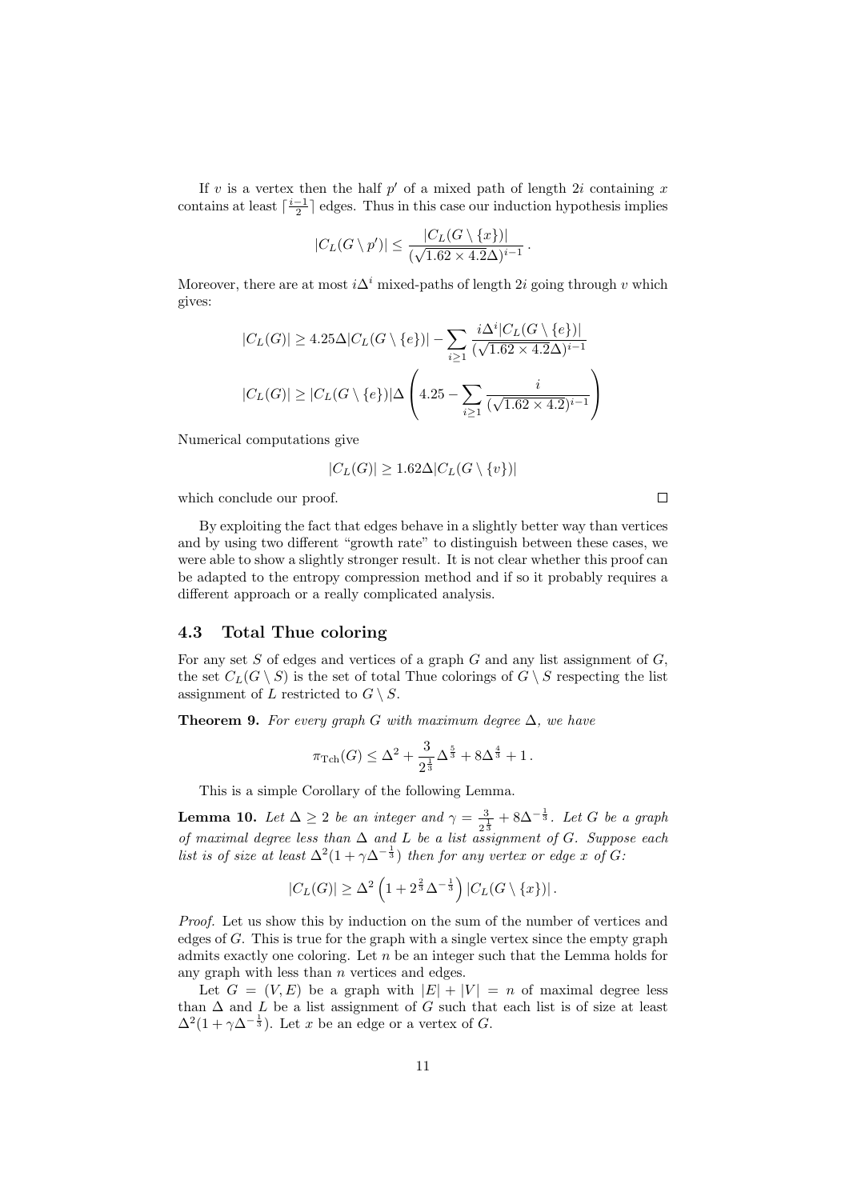If $v$ is a vertex then the half $p'$ of a mixed path of length $2i$ containing $x$ contains at least $\lceil \frac{i-1}{2} \rceil$ edges. Thus in this case our induction hypothesis implies

$$|C_L(G \setminus p')| \leq \frac{|C_L(G \setminus \{x\})|}{(\sqrt{1.62 \times 4.2\Delta})^{i-1}} .$$

Moreover, there are at most $i\Delta^i$ mixed-paths of length $2i$ going through $v$ which gives:

$$|C_L(G)| \geq 4.25\Delta |C_L(G \setminus \{e\})| - \sum_{i \geq 1} \frac{i\Delta^i |C_L(G \setminus \{e\})|}{(\sqrt{1.62 \times 4.2\Delta})^{i-1}}$$

$$|C_L(G)| \geq |C_L(G \setminus \{e\})| \Delta \left( 4.25 - \sum_{i \geq 1} \frac{i}{(\sqrt{1.62 \times 4.2})^{i-1}} \right)$$

Numerical computations give

$$|C_L(G)| \geq 1.62\Delta |C_L(G \setminus \{v\})|$$

which conclude our proof. □

By exploiting the fact that edges behave in a slightly better way than vertices and by using two different "growth rate" to distinguish between these cases, we were able to show a slightly stronger result. It is not clear whether this proof can be adapted to the entropy compression method and if so it probably requires a different approach or a really complicated analysis.

### 4.3 Total Thue coloring

For any set $S$ of edges and vertices of a graph $G$ and any list assignment of $G$, the set $C_L(G \setminus S)$ is the set of total Thue colorings of $G \setminus S$ respecting the list assignment of $L$ restricted to $G \setminus S$.

**Theorem 9.** *For every graph $G$ with maximum degree $\Delta$, we have*

$$\pi_{\mathrm{Tch}}(G) \leq \Delta^2 + \frac{3}{2^{\frac{1}{3}}}\Delta^{\frac{5}{3}} + 8\Delta^{\frac{4}{3}} + 1 .$$

This is a simple Corollary of the following Lemma.

**Lemma 10.** *Let $\Delta \geq 2$ be an integer and $\gamma = \frac{3}{2^{\frac{1}{3}}} + 8\Delta^{-\frac{1}{3}}$. Let $G$ be a graph of maximal degree less than $\Delta$ and $L$ be a list assignment of $G$. Suppose each list is of size at least $\Delta^2(1 + \gamma\Delta^{-\frac{1}{3}})$ then for any vertex or edge $x$ of $G$:*

$$|C_L(G)| \geq \Delta^2 \left(1 + 2^{\frac{2}{3}}\Delta^{-\frac{1}{3}}\right) |C_L(G \setminus \{x\})| .$$

*Proof.* Let us show this by induction on the sum of the number of vertices and edges of $G$. This is true for the graph with a single vertex since the empty graph admits exactly one coloring. Let $n$ be an integer such that the Lemma holds for any graph with less than $n$ vertices and edges.

Let $G = (V, E)$ be a graph with $|E| + |V| = n$ of maximal degree less than $\Delta$ and $L$ be a list assignment of $G$ such that each list is of size at least $\Delta^2(1 + \gamma\Delta^{-\frac{1}{3}})$. Let $x$ be an edge or a vertex of $G$.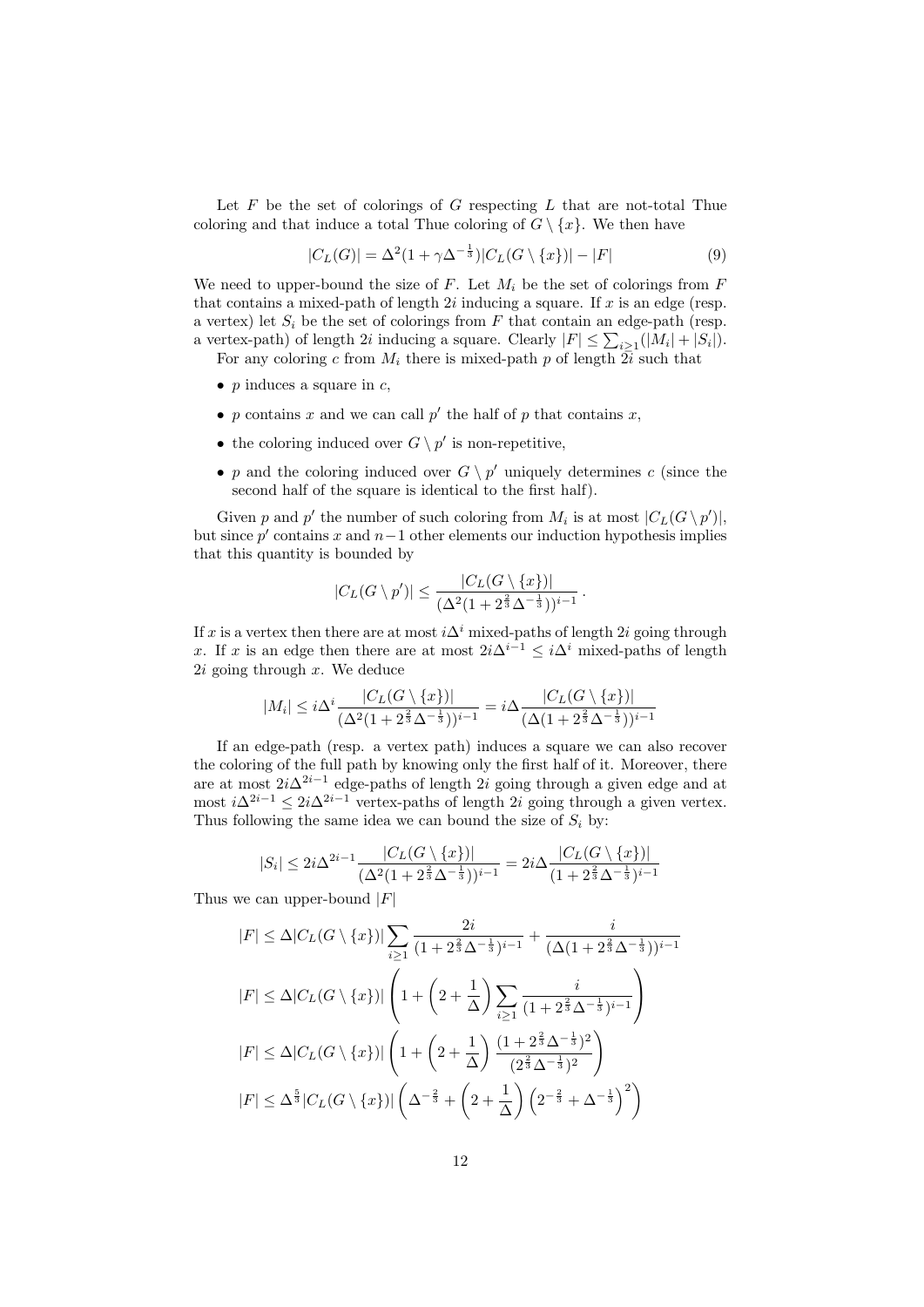Let $F$ be the set of colorings of $G$ respecting $L$ that are not-total Thue coloring and that induce a total Thue coloring of $G \setminus \{x\}$. We then have

$$|C_L(G)| = \Delta^2(1 + \gamma\Delta^{-\frac{1}{3}})|C_L(G \setminus \{x\})| - |F| \tag{9}$$

We need to upper-bound the size of $F$. Let $M_i$ be the set of colorings from $F$ that contains a mixed-path of length $2i$ inducing a square. If $x$ is an edge (resp. a vertex) let $S_i$ be the set of colorings from $F$ that contain an edge-path (resp. a vertex-path) of length $2i$ inducing a square. Clearly $|F| \leq \sum_{i \geq 1}(|M_i| + |S_i|)$.

For any coloring $c$ from $M_i$ there is mixed-path $p$ of length $2i$ such that

- $p$ induces a square in $c$,
- $p$ contains $x$ and we can call $p'$ the half of $p$ that contains $x$,
- the coloring induced over $G \setminus p'$ is non-repetitive,
- $p$ and the coloring induced over $G \setminus p'$ uniquely determines $c$ (since the second half of the square is identical to the first half).

Given $p$ and $p'$ the number of such coloring from $M_i$ is at most $|C_L(G \setminus p')|$, but since $p'$ contains $x$ and $n-1$ other elements our induction hypothesis implies that this quantity is bounded by

$$|C_L(G \setminus p')| \leq \frac{|C_L(G \setminus \{x\})|}{(\Delta^2(1 + 2^{\frac{2}{3}}\Delta^{-\frac{1}{3}}))^{i-1}}.$$

If $x$ is a vertex then there are at most $i\Delta^i$ mixed-paths of length $2i$ going through $x$. If $x$ is an edge then there are at most $2i\Delta^{i-1} \leq i\Delta^i$ mixed-paths of length $2i$ going through $x$. We deduce

$$|M_i| \leq i\Delta^i \frac{|C_L(G \setminus \{x\})|}{(\Delta^2(1 + 2^{\frac{2}{3}}\Delta^{-\frac{1}{3}}))^{i-1}} = i\Delta \frac{|C_L(G \setminus \{x\})|}{(\Delta(1 + 2^{\frac{2}{3}}\Delta^{-\frac{1}{3}}))^{i-1}}$$

If an edge-path (resp. a vertex path) induces a square we can also recover the coloring of the full path by knowing only the first half of it. Moreover, there are at most $2i\Delta^{2i-1}$ edge-paths of length $2i$ going through a given edge and at most $i\Delta^{2i-1} \leq 2i\Delta^{2i-1}$ vertex-paths of length $2i$ going through a given vertex. Thus following the same idea we can bound the size of $S_i$ by:

$$|S_i| \leq 2i\Delta^{2i-1} \frac{|C_L(G \setminus \{x\})|}{(\Delta^2(1 + 2^{\frac{2}{3}}\Delta^{-\frac{1}{3}}))^{i-1}} = 2i\Delta \frac{|C_L(G \setminus \{x\})|}{(1 + 2^{\frac{2}{3}}\Delta^{-\frac{1}{3}})^{i-1}}$$

Thus we can upper-bound $|F|$

$$|F| \leq \Delta|C_L(G \setminus \{x\})| \sum_{i \geq 1} \frac{2i}{(1 + 2^{\frac{2}{3}}\Delta^{-\frac{1}{3}})^{i-1}} + \frac{i}{(\Delta(1 + 2^{\frac{2}{3}}\Delta^{-\frac{1}{3}}))^{i-1}}$$

$$|F| \leq \Delta|C_L(G \setminus \{x\})| \left(1 + \left(2 + \frac{1}{\Delta}\right) \sum_{i \geq 1} \frac{i}{(1 + 2^{\frac{2}{3}}\Delta^{-\frac{1}{3}})^{i-1}}\right)$$

$$|F| \leq \Delta|C_L(G \setminus \{x\})| \left(1 + \left(2 + \frac{1}{\Delta}\right) \frac{(1 + 2^{\frac{2}{3}}\Delta^{-\frac{1}{3}})^2}{(2^{\frac{2}{3}}\Delta^{-\frac{1}{3}})^2}\right)$$

$$|F| \leq \Delta^{\frac{5}{3}}|C_L(G \setminus \{x\})| \left(\Delta^{-\frac{2}{3}} + \left(2 + \frac{1}{\Delta}\right)\left(2^{-\frac{2}{3}} + \Delta^{-\frac{1}{3}}\right)^2\right)$$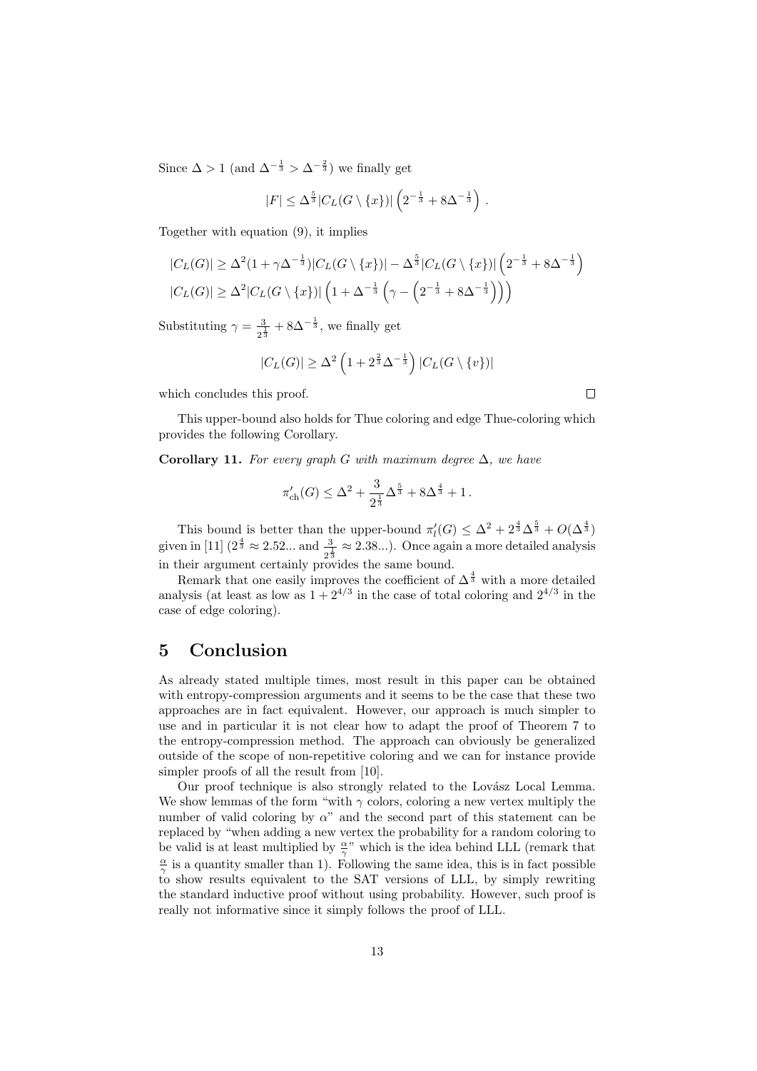Since $\Delta > 1$ (and $\Delta^{-\frac{1}{3}} > \Delta^{-\frac{2}{3}}$) we finally get

$$|F| \leq \Delta^{\frac{5}{3}} |C_L(G \setminus \{x\})| \left(2^{-\frac{1}{3}} + 8\Delta^{-\frac{1}{3}}\right).$$

Together with equation (9), it implies

$$|C_L(G)| \geq \Delta^2(1 + \gamma\Delta^{-\frac{1}{3}})|C_L(G \setminus \{x\})| - \Delta^{\frac{5}{3}}|C_L(G \setminus \{x\})| \left(2^{-\frac{1}{3}} + 8\Delta^{-\frac{1}{3}}\right)$$
$$|C_L(G)| \geq \Delta^2|C_L(G \setminus \{x\})| \left(1 + \Delta^{-\frac{1}{3}}\left(\gamma - \left(2^{-\frac{1}{3}} + 8\Delta^{-\frac{1}{3}}\right)\right)\right)$$

Substituting $\gamma = \frac{3}{2^{\frac{1}{3}}} + 8\Delta^{-\frac{1}{3}}$, we finally get

$$|C_L(G)| \geq \Delta^2 \left(1 + 2^{\frac{2}{3}}\Delta^{-\frac{1}{3}}\right)|C_L(G \setminus \{v\})|$$

which concludes this proof. □

This upper-bound also holds for Thue coloring and edge Thue-coloring which provides the following Corollary.

**Corollary 11.** *For every graph $G$ with maximum degree $\Delta$, we have*

$$\pi'_{\text{ch}}(G) \leq \Delta^2 + \frac{3}{2^{\frac{1}{3}}}\Delta^{\frac{5}{3}} + 8\Delta^{\frac{4}{3}} + 1\,.$$

This bound is better than the upper-bound $\pi'_l(G) \leq \Delta^2 + 2^{\frac{4}{3}}\Delta^{\frac{5}{3}} + O(\Delta^{\frac{4}{3}})$ given in [11] ($2^{\frac{4}{3}} \approx 2.52...$ and $\frac{3}{2^{\frac{1}{3}}} \approx 2.38...$). Once again a more detailed analysis in their argument certainly provides the same bound.

Remark that one easily improves the coefficient of $\Delta^{\frac{4}{3}}$ with a more detailed analysis (at least as low as $1 + 2^{4/3}$ in the case of total coloring and $2^{4/3}$ in the case of edge coloring).

## 5 Conclusion

As already stated multiple times, most result in this paper can be obtained with entropy-compression arguments and it seems to be the case that these two approaches are in fact equivalent. However, our approach is much simpler to use and in particular it is not clear how to adapt the proof of Theorem 7 to the entropy-compression method. The approach can obviously be generalized outside of the scope of non-repetitive coloring and we can for instance provide simpler proofs of all the result from [10].

Our proof technique is also strongly related to the Lovász Local Lemma. We show lemmas of the form "with $\gamma$ colors, coloring a new vertex multiply the number of valid coloring by $\alpha$" and the second part of this statement can be replaced by "when adding a new vertex the probability for a random coloring to be valid is at least multiplied by $\frac{\alpha}{\gamma}$" which is the idea behind LLL (remark that $\frac{\alpha}{\gamma}$ is a quantity smaller than 1). Following the same idea, this is in fact possible to show results equivalent to the SAT versions of LLL, by simply rewriting the standard inductive proof without using probability. However, such proof is really not informative since it simply follows the proof of LLL.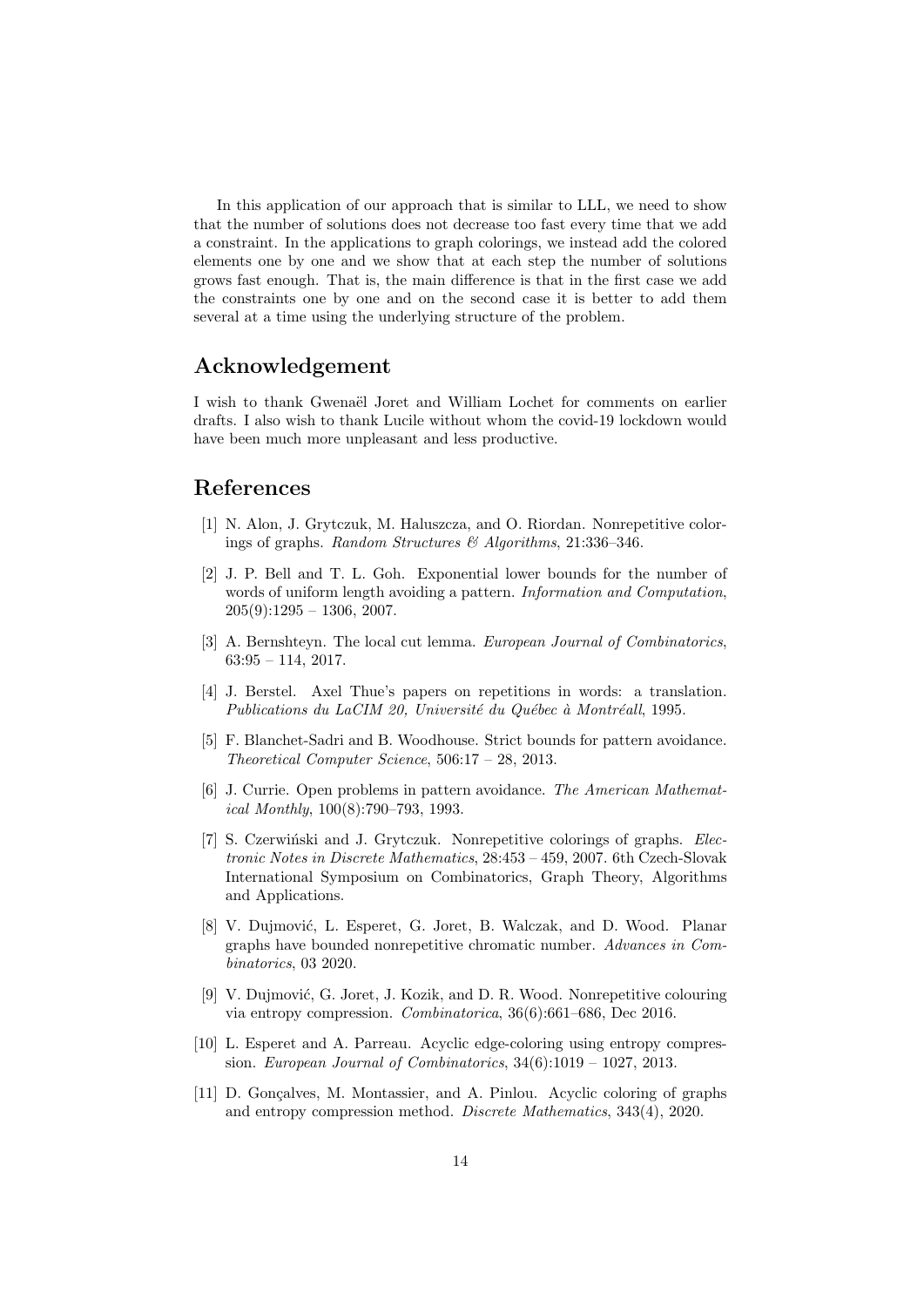In this application of our approach that is similar to LLL, we need to show that the number of solutions does not decrease too fast every time that we add a constraint. In the applications to graph colorings, we instead add the colored elements one by one and we show that at each step the number of solutions grows fast enough. That is, the main difference is that in the first case we add the constraints one by one and on the second case it is better to add them several at a time using the underlying structure of the problem.

## Acknowledgement

I wish to thank Gwenaël Joret and William Lochet for comments on earlier drafts. I also wish to thank Lucile without whom the covid-19 lockdown would have been much more unpleasant and less productive.

## References

[1] N. Alon, J. Grytczuk, M. Haluszcza, and O. Riordan. Nonrepetitive colorings of graphs. *Random Structures & Algorithms*, 21:336–346.

[2] J. P. Bell and T. L. Goh. Exponential lower bounds for the number of words of uniform length avoiding a pattern. *Information and Computation*, 205(9):1295 – 1306, 2007.

[3] A. Bernshteyn. The local cut lemma. *European Journal of Combinatorics*, 63:95 – 114, 2017.

[4] J. Berstel. Axel Thue's papers on repetitions in words: a translation. *Publications du LaCIM 20, Université du Québec à Montréall*, 1995.

[5] F. Blanchet-Sadri and B. Woodhouse. Strict bounds for pattern avoidance. *Theoretical Computer Science*, 506:17 – 28, 2013.

[6] J. Currie. Open problems in pattern avoidance. *The American Mathematical Monthly*, 100(8):790–793, 1993.

[7] S. Czerwiński and J. Grytczuk. Nonrepetitive colorings of graphs. *Electronic Notes in Discrete Mathematics*, 28:453 – 459, 2007. 6th Czech-Slovak International Symposium on Combinatorics, Graph Theory, Algorithms and Applications.

[8] V. Dujmović, L. Esperet, G. Joret, B. Walczak, and D. Wood. Planar graphs have bounded nonrepetitive chromatic number. *Advances in Combinatorics*, 03 2020.

[9] V. Dujmović, G. Joret, J. Kozik, and D. R. Wood. Nonrepetitive colouring via entropy compression. *Combinatorica*, 36(6):661–686, Dec 2016.

[10] L. Esperet and A. Parreau. Acyclic edge-coloring using entropy compression. *European Journal of Combinatorics*, 34(6):1019 – 1027, 2013.

[11] D. Gonçalves, M. Montassier, and A. Pinlou. Acyclic coloring of graphs and entropy compression method. *Discrete Mathematics*, 343(4), 2020.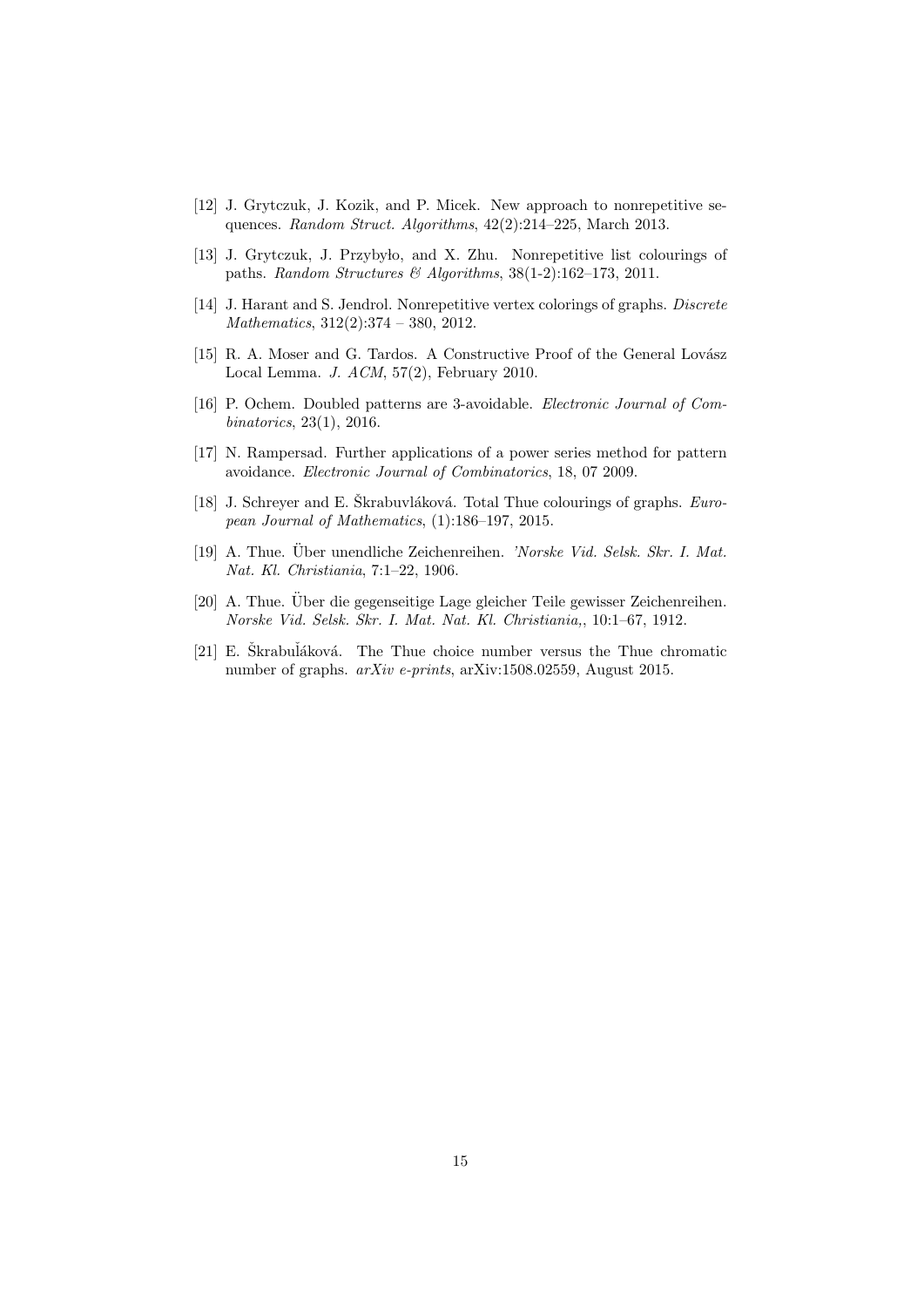[12] J. Grytczuk, J. Kozik, and P. Micek. New approach to nonrepetitive sequences. *Random Struct. Algorithms*, 42(2):214–225, March 2013.

[13] J. Grytczuk, J. Przybyło, and X. Zhu. Nonrepetitive list colourings of paths. *Random Structures & Algorithms*, 38(1-2):162–173, 2011.

[14] J. Harant and S. Jendrol. Nonrepetitive vertex colorings of graphs. *Discrete Mathematics*, 312(2):374 – 380, 2012.

[15] R. A. Moser and G. Tardos. A Constructive Proof of the General Lovász Local Lemma. *J. ACM*, 57(2), February 2010.

[16] P. Ochem. Doubled patterns are 3-avoidable. *Electronic Journal of Combinatorics*, 23(1), 2016.

[17] N. Rampersad. Further applications of a power series method for pattern avoidance. *Electronic Journal of Combinatorics*, 18, 07 2009.

[18] J. Schreyer and E. Škrabuvláková. Total Thue colourings of graphs. *European Journal of Mathematics*, (1):186–197, 2015.

[19] A. Thue. Über unendliche Zeichenreihen. *'Norske Vid. Selsk. Skr. I. Mat. Nat. Kl. Christiania*, 7:1–22, 1906.

[20] A. Thue. Über die gegenseitige Lage gleicher Teile gewisser Zeichenreihen. *Norske Vid. Selsk. Skr. I. Mat. Nat. Kl. Christiania,*, 10:1–67, 1912.

[21] E. Škrabuľáková. The Thue choice number versus the Thue chromatic number of graphs. *arXiv e-prints*, arXiv:1508.02559, August 2015.